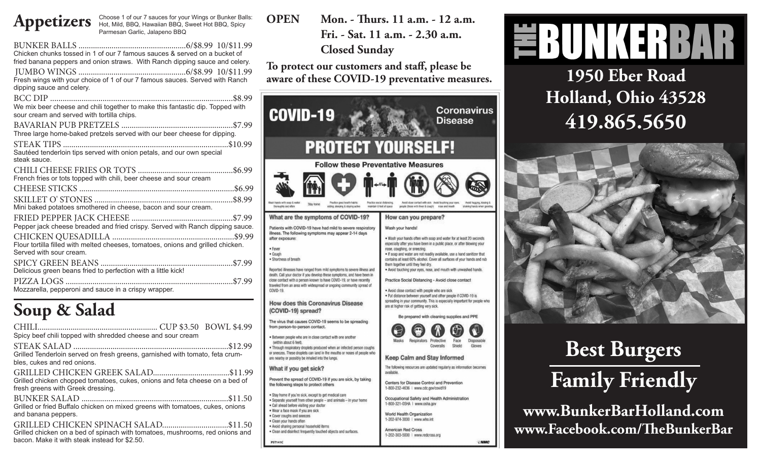# Appetizers

Choose 1 of our 7 sauces for your Wings or Bunker Balls: Hot, Mild, BBQ, Hawaiian BBQ, Sweet Hot BBQ, Spicy Parmesan Garlic, Jalapeno BBQ

BUNKER BALLS ....................................................6/$8.99 10/$11.99
Chicken chunks tossed in 1 of our 7 famous sauces & served on a bucket of fried banana peppers and onion straws. With Ranch dipping sauce and celery.

JUMBO WINGS ....................................................6/$8.99 10/$11.99
Fresh wings with your choice of 1 of our 7 famous sauces. Served with Ranch dipping sauce and celery.

BCC DIP ....................................................$8.99
We mix beer cheese and chili together to make this fantastic dip. Topped with sour cream and served with tortilla chips.

BAVARIAN PUB PRETZELS ....................................................$7.99
Three large home-baked pretzels served with our beer cheese for dipping.

STEAK TIPS ....................................................$10.99
Sautéed tenderloin tips served with onion petals, and our own special steak sauce.

CHILI CHEESE FRIES OR TOTS ....................................................$6.99
French fries or tots topped with chili, beer cheese and sour cream

CHEESE STICKS ....................................................$6.99

SKILLET O' STONES ....................................................$8.99
Mini baked potatoes smothered in cheese, bacon and sour cream.

FRIED PEPPER JACK CHEESE ....................................................$7.99
Pepper jack cheese breaded and fried crispy. Served with Ranch dipping sauce.

CHICKEN QUESADILLA ....................................................$9.99
Flour tortilla filled with melted cheeses, tomatoes, onions and grilled chicken. Served with sour cream.

SPICY GREEN BEANS ....................................................$7.99
Delicious green beans fried to perfection with a little kick!

PIZZA LOGS ....................................................$7.99
Mozzarella, pepperoni and sauce in a crispy wrapper.

# Soup & Salad

CHILI.................................................... CUP $3.50 BOWL $4.99
Spicy beef chili topped with shredded cheese and sour cream

STEAK SALAD ....................................................$12.99
Grilled Tenderloin served on fresh greens, garnished with tomato, feta crumbles, cukes and red onions.

GRILLED CHICKEN GREEK SALAD....................................................$11.99
Grilled chicken chopped tomatoes, cukes, onions and feta cheese on a bed of fresh greens with Greek dressing.

BUNKER SALAD ....................................................$11.50
Grilled or fried Buffalo chicken on mixed greens with tomatoes, cukes, onions and banana peppers.

GRILLED CHICKEN SPINACH SALAD....................................................$11.50
Grilled chicken on a bed of spinach with tomatoes, mushrooms, red onions and bacon. Make it with steak instead for $2.50.

**OPEN** **Mon. - Thurs. 11 a.m. - 12 a.m.**
**Fri. - Sat. 11 a.m. - 2.30 a.m.**
**Closed Sunday**

**To protect our customers and staff, please be aware of these COVID-19 preventative measures.**

## COVID-19 Coronavirus Disease

## PROTECT YOURSELF!

**Follow these Preventative Measures**

Wash hands with soap & water thoroughly and often | Stay home | Practice good health habits: eating, sleeping & staying active | Practice social distancing, maintain 6 feet of space | Avoid close contact with sick people (those with fever & cough) | Avoid touching your eyes, nose and mouth | Avoid hugging, kissing & shaking hands when greeting

### What are the symptoms of COVID-19?

Patients with COVID-19 have had mild to severe respiratory illness. The following symptoms may appear 2-14 days after exposure:

- Fever
- Cough
- Shortness of breath

Reported illnesses have ranged from mild symptoms to severe illness and death. Call your doctor if you develop these symptoms, and have been in close contact with a person known to have COVID-19, or have recently traveled from an area with widespread or ongoing community spread of COVID-19.

### How does this Coronavirus Disease (COVID-19) spread?

The virus that causes COVID-19 seems to be spreading from person-to-person contact.

- Between people who are in close contact with one another (within about 6 feet).
- Through respiratory droplets produced when an infected person coughs or sneezes. These droplets can land in the mouths or noses of people who are nearby or possibly be inhaled into the lungs.

### What if you get sick?

Prevent the spread of COVID-19 if you are sick, by taking the following steps to protect others

- Stay home if you're sick, except to get medical care
- Separate yourself from other people – and animals – in your home
- Call ahead before visiting your doctor
- Wear a face mask if you are sick
- Cover coughs and sneezes
- Clean your hands often
- Avoid sharing personal household items
- Clean and disinfect frequently touched objects and surfaces.

### How can you prepare?

Wash your hands!

- Wash your hands often with soap and water for at least 20 seconds especially after you have been in a public place, or after blowing your nose, coughing, or sneezing.
- If soap and water are not readily available, use a hand sanitizer that contains at least 60% alcohol. Cover all surfaces of your hands and rub them together until they feel dry.
- Avoid touching your eyes, nose, and mouth with unwashed hands.

Practice Social Distancing - Avoid close contact

- Avoid close contact with people who are sick
- Put distance between yourself and other people if COVID-19 is spreading in your community. This is especially important for people who are at higher risk of getting very sick.

Be prepared with cleaning supplies and PPE

Masks | Respirators | Protective Coveralls | Face Shield | Disposable Gloves

### Keep Calm and Stay Informed

The following resources are updated regularly as information becomes available.

Centers for Disease Control and Prevention
1-800-232-4636 | www.cdc.gov/covid19

Occupational Safety and Health Administration
1-800-321-OSHA | www.osha.gov

World Health Organization
1-202-974-3000 | www.who.int

American Red Cross
1-202-303-5000 | www.redcross.org

PST141C

# THE BUNKER BAR

**1950 Eber Road**
**Holland, Ohio 43528**
**419.865.5650**

## Best Burgers

## Family Friendly

**www.BunkerBarHolland.com**
**www.Facebook.com/TheBunkerBar**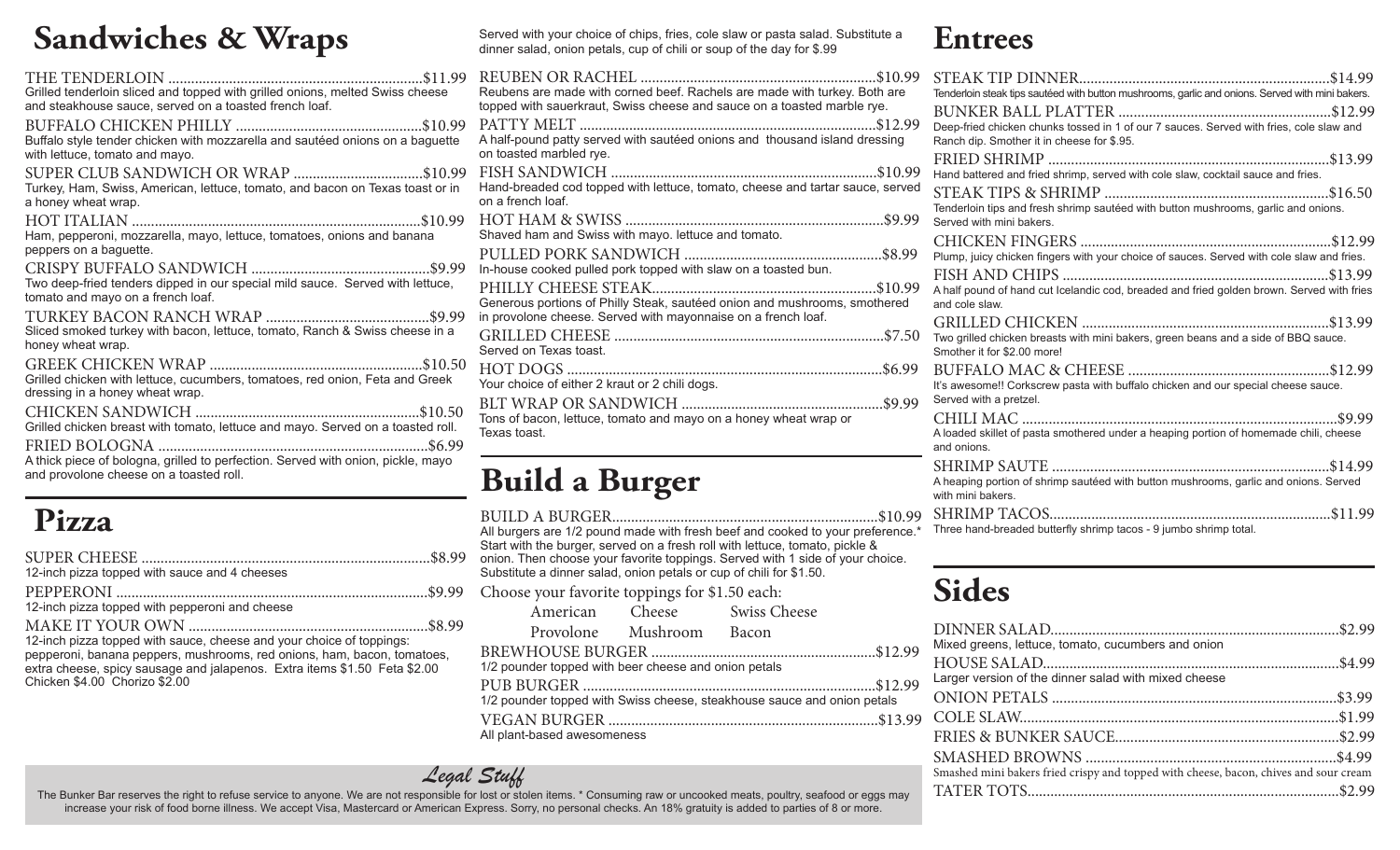# Sandwiches & Wraps

Served with your choice of chips, fries, cole slaw or pasta salad. Substitute a dinner salad, onion petals, cup of chili or soup of the day for $.99

THE TENDERLOIN ...................................... $11.99
Grilled tenderloin sliced and topped with grilled onions, melted Swiss cheese and steakhouse sauce, served on a toasted french loaf.

BUFFALO CHICKEN PHILLY ...................................... $10.99
Buffalo style tender chicken with mozzarella and sautéed onions on a baguette with lettuce, tomato and mayo.

SUPER CLUB SANDWICH OR WRAP ...................................... $10.99
Turkey, Ham, Swiss, American, lettuce, tomato, and bacon on Texas toast or in a honey wheat wrap.

HOT ITALIAN ...................................... $10.99
Ham, pepperoni, mozzarella, mayo, lettuce, tomatoes, onions and banana peppers on a baguette.

CRISPY BUFFALO SANDWICH ...................................... $9.99
Two deep-fried tenders dipped in our special mild sauce. Served with lettuce, tomato and mayo on a french loaf.

TURKEY BACON RANCH WRAP ...................................... $9.99
Sliced smoked turkey with bacon, lettuce, tomato, Ranch & Swiss cheese in a honey wheat wrap.

GREEK CHICKEN WRAP ...................................... $10.50
Grilled chicken with lettuce, cucumbers, tomatoes, red onion, Feta and Greek dressing in a honey wheat wrap.

CHICKEN SANDWICH ...................................... $10.50
Grilled chicken breast with tomato, lettuce and mayo. Served on a toasted roll.

FRIED BOLOGNA ...................................... $6.99
A thick piece of bologna, grilled to perfection. Served with onion, pickle, mayo and provolone cheese on a toasted roll.

REUBEN OR RACHEL ...................................... $10.99
Reubens are made with corned beef. Rachels are made with turkey. Both are topped with sauerkraut, Swiss cheese and sauce on a toasted marble rye.

PATTY MELT ...................................... $12.99
A half-pound patty served with sautéed onions and thousand island dressing on toasted marbled rye.

FISH SANDWICH ...................................... $10.99
Hand-breaded cod topped with lettuce, tomato, cheese and tartar sauce, served on a french loaf.

HOT HAM & SWISS ...................................... $9.99
Shaved ham and Swiss with mayo. lettuce and tomato.

PULLED PORK SANDWICH ...................................... $8.99
In-house cooked pulled pork topped with slaw on a toasted bun.

PHILLY CHEESE STEAK ...................................... $10.99
Generous portions of Philly Steak, sautéed onion and mushrooms, smothered in provolone cheese. Served with mayonnaise on a french loaf.

GRILLED CHEESE ...................................... $7.50
Served on Texas toast.

HOT DOGS ...................................... $6.99
Your choice of either 2 kraut or 2 chili dogs.

BLT WRAP OR SANDWICH ...................................... $9.99
Tons of bacon, lettuce, tomato and mayo on a honey wheat wrap or Texas toast.

# Pizza

SUPER CHEESE ...................................... $8.99
12-inch pizza topped with sauce and 4 cheeses

PEPPERONI ...................................... $9.99
12-inch pizza topped with pepperoni and cheese

MAKE IT YOUR OWN ...................................... $8.99
12-inch pizza topped with sauce, cheese and your choice of toppings: pepperoni, banana peppers, mushrooms, red onions, ham, bacon, tomatoes, extra cheese, spicy sausage and jalapenos. Extra items $1.50 Feta $2.00 Chicken $4.00 Chorizo $2.00

# Build a Burger

BUILD A BURGER ...................................... $10.99
All burgers are 1/2 pound made with fresh beef and cooked to your preference.* Start with the burger, served on a fresh roll with lettuce, tomato, pickle & onion. Then choose your favorite toppings. Served with 1 side of your choice. Substitute a dinner salad, onion petals or cup of chili for $1.50.

Choose your favorite toppings for $1.50 each:

| | | |
|---|---|---|
| American | Cheese | Swiss Cheese |
| Provolone | Mushroom | Bacon |

BREWHOUSE BURGER ...................................... $12.99
1/2 pounder topped with beer cheese and onion petals

PUB BURGER ...................................... $12.99
1/2 pounder topped with Swiss cheese, steakhouse sauce and onion petals

VEGAN BURGER ...................................... $13.99
All plant-based awesomeness

# Entrees

STEAK TIP DINNER ...................................... $14.99
Tenderloin steak tips sautéed with button mushrooms, garlic and onions. Served with mini bakers.

BUNKER BALL PLATTER ...................................... $12.99
Deep-fried chicken chunks tossed in 1 of our 7 sauces. Served with fries, cole slaw and Ranch dip. Smother it in cheese for $.95.

FRIED SHRIMP ...................................... $13.99
Hand battered and fried shrimp, served with cole slaw, cocktail sauce and fries.

STEAK TIPS & SHRIMP ...................................... $16.50
Tenderloin tips and fresh shrimp sautéed with button mushrooms, garlic and onions. Served with mini bakers.

CHICKEN FINGERS ...................................... $12.99
Plump, juicy chicken fingers with your choice of sauces. Served with cole slaw and fries.

FISH AND CHIPS ...................................... $13.99
A half pound of hand cut Icelandic cod, breaded and fried golden brown. Served with fries and cole slaw.

GRILLED CHICKEN ...................................... $13.99
Two grilled chicken breasts with mini bakers, green beans and a side of BBQ sauce. Smother it for $2.00 more!

BUFFALO MAC & CHEESE ...................................... $12.99
It's awesome!! Corkscrew pasta with buffalo chicken and our special cheese sauce. Served with a pretzel.

CHILI MAC ...................................... $9.99
A loaded skillet of pasta smothered under a heaping portion of homemade chili, cheese and onions.

SHRIMP SAUTE ...................................... $14.99
A heaping portion of shrimp sautéed with button mushrooms, garlic and onions. Served with mini bakers.

SHRIMP TACOS ...................................... $11.99
Three hand-breaded butterfly shrimp tacos - 9 jumbo shrimp total.

# Sides

DINNER SALAD ...................................... $2.99
Mixed greens, lettuce, tomato, cucumbers and onion

HOUSE SALAD ...................................... $4.99
Larger version of the dinner salad with mixed cheese

ONION PETALS ...................................... $3.99

COLE SLAW ...................................... $1.99

FRIES & BUNKER SAUCE ...................................... $2.99

SMASHED BROWNS ...................................... $4.99
Smashed mini bakers fried crispy and topped with cheese, bacon, chives and sour cream

TATER TOTS ...................................... $2.99

## *Legal Stuff*

The Bunker Bar reserves the right to refuse service to anyone. We are not responsible for lost or stolen items. * Consuming raw or uncooked meats, poultry, seafood or eggs may increase your risk of food borne illness. We accept Visa, Mastercard or American Express. Sorry, no personal checks. An 18% gratuity is added to parties of 8 or more.